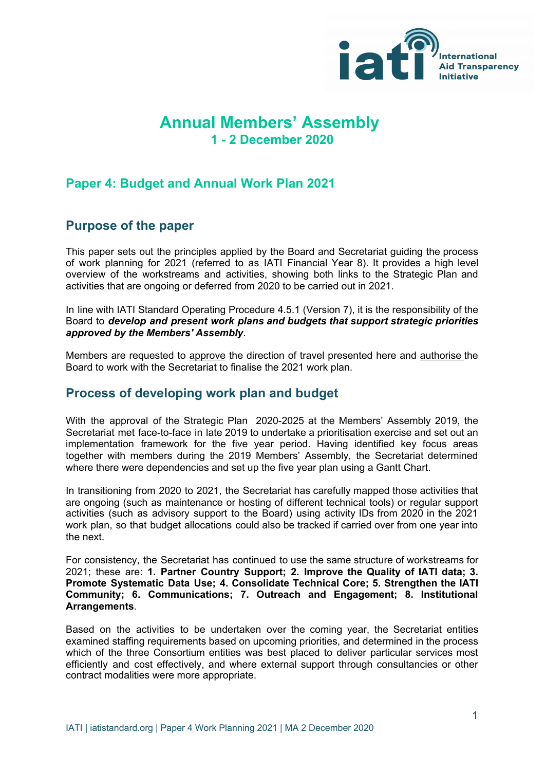# Annual Members' Assembly

## 1 - 2 December 2020

## Paper 4: Budget and Annual Work Plan 2021

## Purpose of the paper

This paper sets out the principles applied by the Board and Secretariat guiding the process of work planning for 2021 (referred to as IATI Financial Year 8). It provides a high level overview of the workstreams and activities, showing both links to the Strategic Plan and activities that are ongoing or deferred from 2020 to be carried out in 2021.

In line with IATI Standard Operating Procedure 4.5.1 (Version 7), it is the responsibility of the Board to ***develop and present work plans and budgets that support strategic priorities approved by the Members' Assembly***.

Members are requested to approve the direction of travel presented here and authorise the Board to work with the Secretariat to finalise the 2021 work plan.

## Process of developing work plan and budget

With the approval of the Strategic Plan 2020-2025 at the Members' Assembly 2019, the Secretariat met face-to-face in late 2019 to undertake a prioritisation exercise and set out an implementation framework for the five year period. Having identified key focus areas together with members during the 2019 Members' Assembly, the Secretariat determined where there were dependencies and set up the five year plan using a Gantt Chart.

In transitioning from 2020 to 2021, the Secretariat has carefully mapped those activities that are ongoing (such as maintenance or hosting of different technical tools) or regular support activities (such as advisory support to the Board) using activity IDs from 2020 in the 2021 work plan, so that budget allocations could also be tracked if carried over from one year into the next.

For consistency, the Secretariat has continued to use the same structure of workstreams for 2021; these are: **1. Partner Country Support; 2. Improve the Quality of IATI data; 3. Promote Systematic Data Use; 4. Consolidate Technical Core; 5. Strengthen the IATI Community; 6. Communications; 7. Outreach and Engagement; 8. Institutional Arrangements**.

Based on the activities to be undertaken over the coming year, the Secretariat entities examined staffing requirements based on upcoming priorities, and determined in the process which of the three Consortium entities was best placed to deliver particular services most efficiently and cost effectively, and where external support through consultancies or other contract modalities were more appropriate.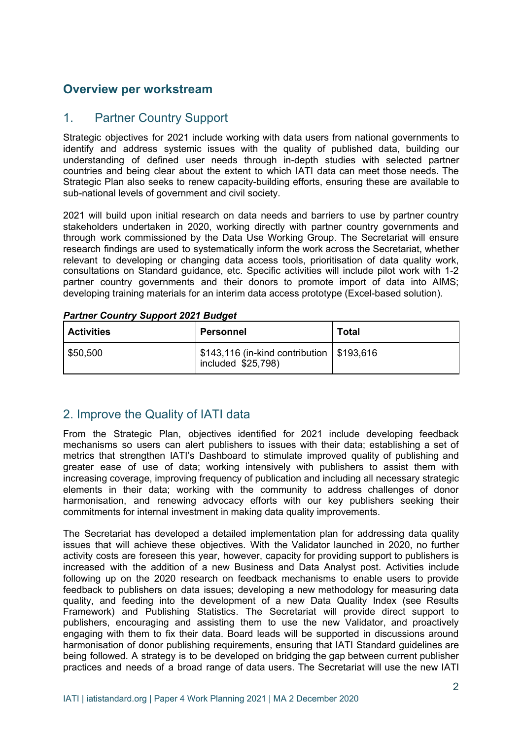## Overview per workstream

### 1. Partner Country Support

Strategic objectives for 2021 include working with data users from national governments to identify and address systemic issues with the quality of published data, building our understanding of defined user needs through in-depth studies with selected partner countries and being clear about the extent to which IATI data can meet those needs. The Strategic Plan also seeks to renew capacity-building efforts, ensuring these are available to sub-national levels of government and civil society.

2021 will build upon initial research on data needs and barriers to use by partner country stakeholders undertaken in 2020, working directly with partner country governments and through work commissioned by the Data Use Working Group. The Secretariat will ensure research findings are used to systematically inform the work across the Secretariat, whether relevant to developing or changing data access tools, prioritisation of data quality work, consultations on Standard guidance, etc. Specific activities will include pilot work with 1-2 partner country governments and their donors to promote import of data into AIMS; developing training materials for an interim data access prototype (Excel-based solution).

***Partner Country Support 2021 Budget***

| Activities | Personnel | Total |
|---|---|---|
| $50,500 | $143,116 (in-kind contribution included $25,798) | $193,616 |

### 2. Improve the Quality of IATI data

From the Strategic Plan, objectives identified for 2021 include developing feedback mechanisms so users can alert publishers to issues with their data; establishing a set of metrics that strengthen IATI's Dashboard to stimulate improved quality of publishing and greater ease of use of data; working intensively with publishers to assist them with increasing coverage, improving frequency of publication and including all necessary strategic elements in their data; working with the community to address challenges of donor harmonisation, and renewing advocacy efforts with our key publishers seeking their commitments for internal investment in making data quality improvements.

The Secretariat has developed a detailed implementation plan for addressing data quality issues that will achieve these objectives. With the Validator launched in 2020, no further activity costs are foreseen this year, however, capacity for providing support to publishers is increased with the addition of a new Business and Data Analyst post. Activities include following up on the 2020 research on feedback mechanisms to enable users to provide feedback to publishers on data issues; developing a new methodology for measuring data quality, and feeding into the development of a new Data Quality Index (see Results Framework) and Publishing Statistics. The Secretariat will provide direct support to publishers, encouraging and assisting them to use the new Validator, and proactively engaging with them to fix their data. Board leads will be supported in discussions around harmonisation of donor publishing requirements, ensuring that IATI Standard guidelines are being followed. A strategy is to be developed on bridging the gap between current publisher practices and needs of a broad range of data users. The Secretariat will use the new IATI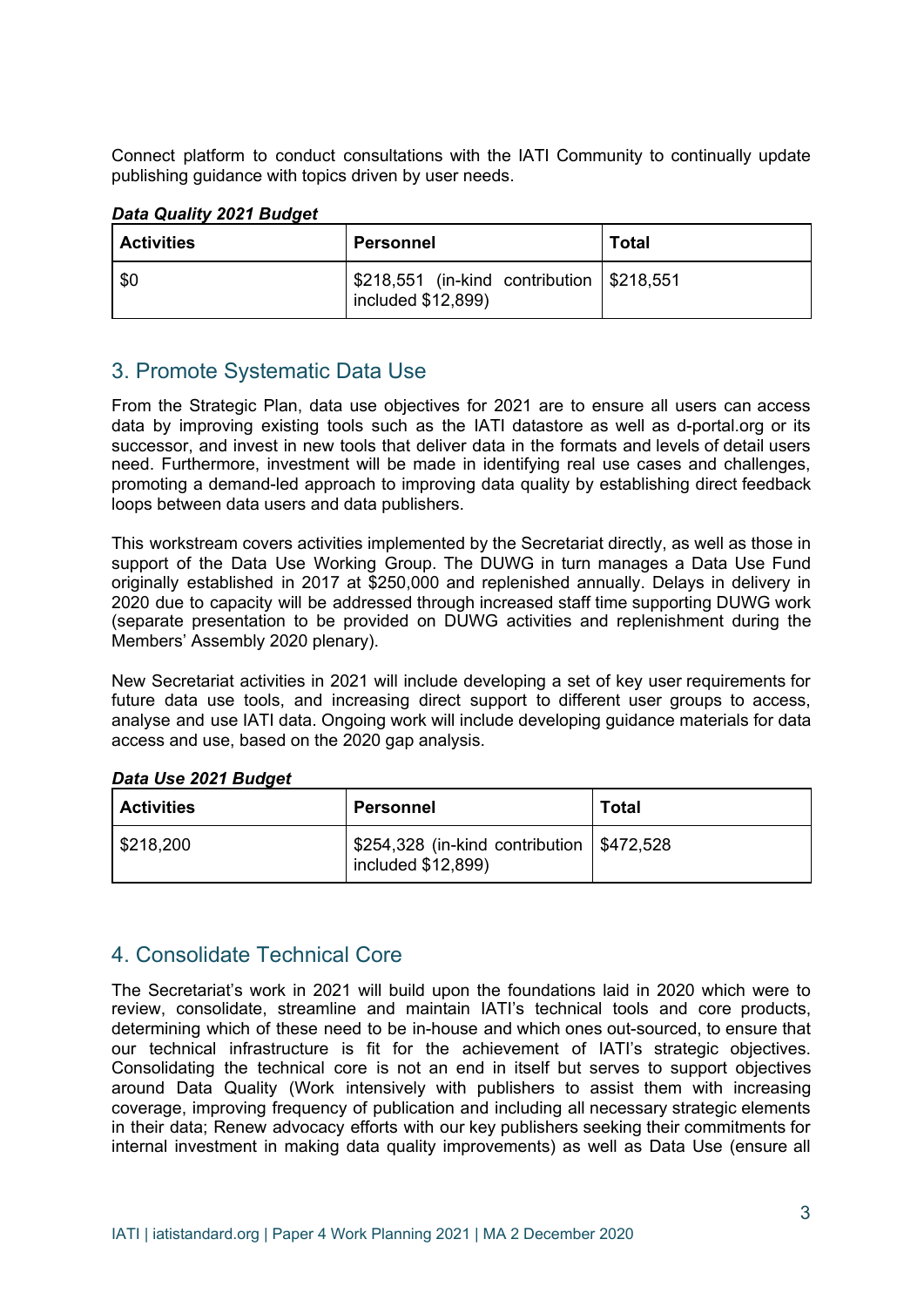Connect platform to conduct consultations with the IATI Community to continually update publishing guidance with topics driven by user needs.

***Data Quality 2021 Budget***

| Activities | Personnel | Total |
| --- | --- | --- |
| $0 | $218,551 (in-kind contribution included $12,899) | $218,551 |

## 3. Promote Systematic Data Use

From the Strategic Plan, data use objectives for 2021 are to ensure all users can access data by improving existing tools such as the IATI datastore as well as d-portal.org or its successor, and invest in new tools that deliver data in the formats and levels of detail users need. Furthermore, investment will be made in identifying real use cases and challenges, promoting a demand-led approach to improving data quality by establishing direct feedback loops between data users and data publishers.

This workstream covers activities implemented by the Secretariat directly, as well as those in support of the Data Use Working Group. The DUWG in turn manages a Data Use Fund originally established in 2017 at $250,000 and replenished annually. Delays in delivery in 2020 due to capacity will be addressed through increased staff time supporting DUWG work (separate presentation to be provided on DUWG activities and replenishment during the Members' Assembly 2020 plenary).

New Secretariat activities in 2021 will include developing a set of key user requirements for future data use tools, and increasing direct support to different user groups to access, analyse and use IATI data. Ongoing work will include developing guidance materials for data access and use, based on the 2020 gap analysis.

***Data Use 2021 Budget***

| Activities | Personnel | Total |
| --- | --- | --- |
| $218,200 | $254,328 (in-kind contribution included $12,899) | $472,528 |

## 4. Consolidate Technical Core

The Secretariat's work in 2021 will build upon the foundations laid in 2020 which were to review, consolidate, streamline and maintain IATI's technical tools and core products, determining which of these need to be in-house and which ones out-sourced, to ensure that our technical infrastructure is fit for the achievement of IATI's strategic objectives. Consolidating the technical core is not an end in itself but serves to support objectives around Data Quality (Work intensively with publishers to assist them with increasing coverage, improving frequency of publication and including all necessary strategic elements in their data; Renew advocacy efforts with our key publishers seeking their commitments for internal investment in making data quality improvements) as well as Data Use (ensure all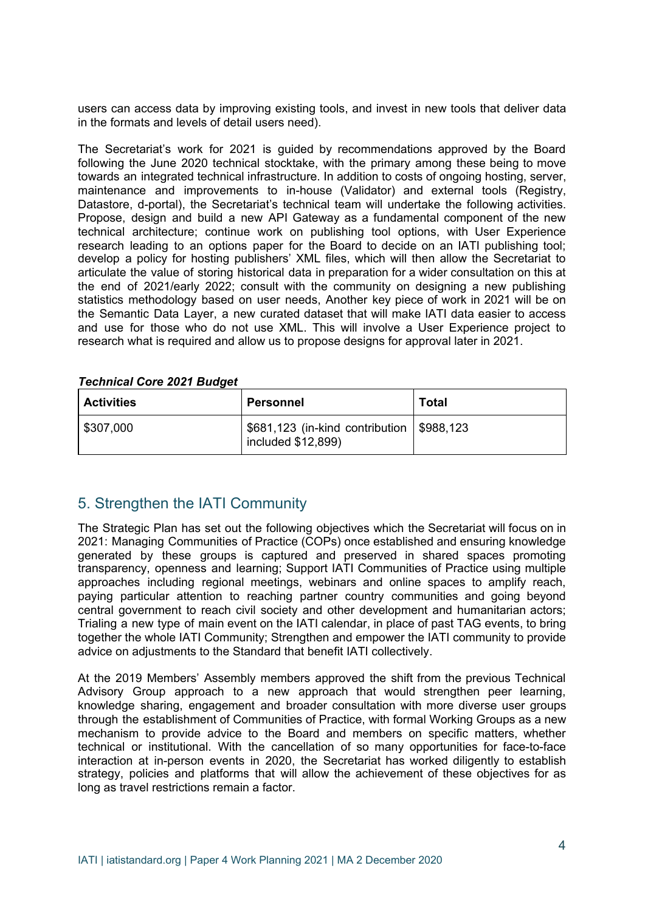users can access data by improving existing tools, and invest in new tools that deliver data in the formats and levels of detail users need).

The Secretariat's work for 2021 is guided by recommendations approved by the Board following the June 2020 technical stocktake, with the primary among these being to move towards an integrated technical infrastructure. In addition to costs of ongoing hosting, server, maintenance and improvements to in-house (Validator) and external tools (Registry, Datastore, d-portal), the Secretariat's technical team will undertake the following activities. Propose, design and build a new API Gateway as a fundamental component of the new technical architecture; continue work on publishing tool options, with User Experience research leading to an options paper for the Board to decide on an IATI publishing tool; develop a policy for hosting publishers' XML files, which will then allow the Secretariat to articulate the value of storing historical data in preparation for a wider consultation on this at the end of 2021/early 2022; consult with the community on designing a new publishing statistics methodology based on user needs, Another key piece of work in 2021 will be on the Semantic Data Layer, a new curated dataset that will make IATI data easier to access and use for those who do not use XML. This will involve a User Experience project to research what is required and allow us to propose designs for approval later in 2021.

***Technical Core 2021 Budget***

| Activities | Personnel | Total |
|---|---|---|
| $307,000 | $681,123 (in-kind contribution included $12,899) | $988,123 |

## 5. Strengthen the IATI Community

The Strategic Plan has set out the following objectives which the Secretariat will focus on in 2021: Managing Communities of Practice (COPs) once established and ensuring knowledge generated by these groups is captured and preserved in shared spaces promoting transparency, openness and learning; Support IATI Communities of Practice using multiple approaches including regional meetings, webinars and online spaces to amplify reach, paying particular attention to reaching partner country communities and going beyond central government to reach civil society and other development and humanitarian actors; Trialing a new type of main event on the IATI calendar, in place of past TAG events, to bring together the whole IATI Community; Strengthen and empower the IATI community to provide advice on adjustments to the Standard that benefit IATI collectively.

At the 2019 Members' Assembly members approved the shift from the previous Technical Advisory Group approach to a new approach that would strengthen peer learning, knowledge sharing, engagement and broader consultation with more diverse user groups through the establishment of Communities of Practice, with formal Working Groups as a new mechanism to provide advice to the Board and members on specific matters, whether technical or institutional. With the cancellation of so many opportunities for face-to-face interaction at in-person events in 2020, the Secretariat has worked diligently to establish strategy, policies and platforms that will allow the achievement of these objectives for as long as travel restrictions remain a factor.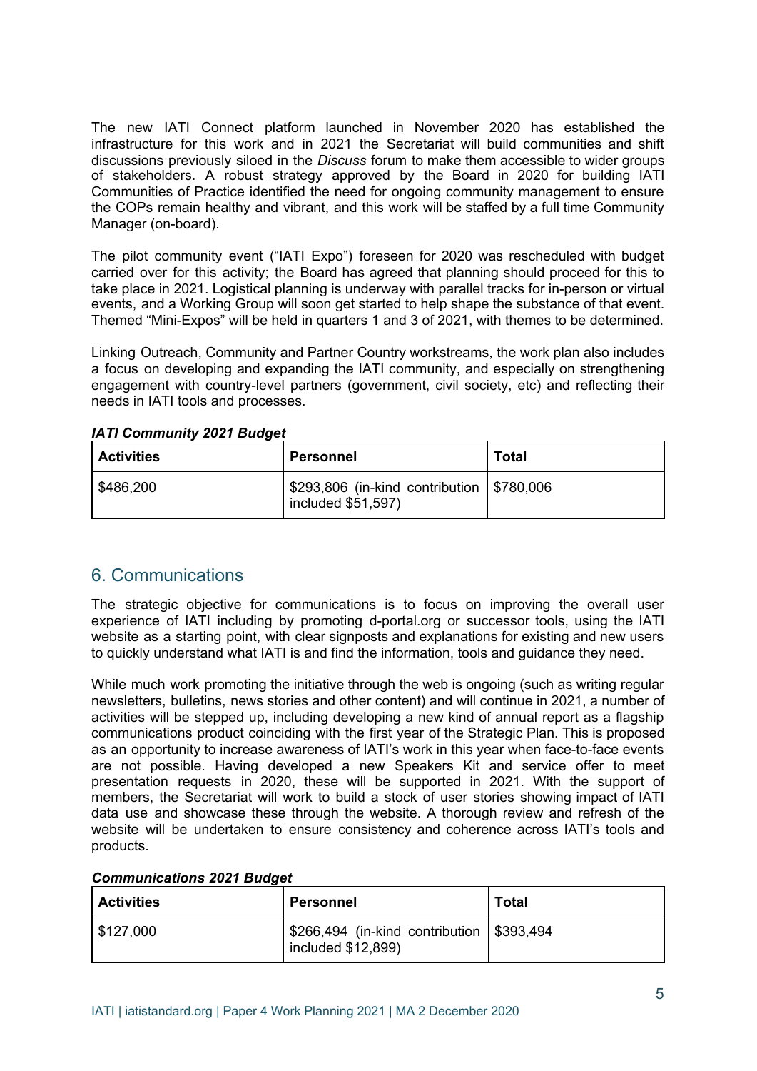The new IATI Connect platform launched in November 2020 has established the infrastructure for this work and in 2021 the Secretariat will build communities and shift discussions previously siloed in the *Discuss* forum to make them accessible to wider groups of stakeholders. A robust strategy approved by the Board in 2020 for building IATI Communities of Practice identified the need for ongoing community management to ensure the COPs remain healthy and vibrant, and this work will be staffed by a full time Community Manager (on-board).

The pilot community event ("IATI Expo") foreseen for 2020 was rescheduled with budget carried over for this activity; the Board has agreed that planning should proceed for this to take place in 2021. Logistical planning is underway with parallel tracks for in-person or virtual events, and a Working Group will soon get started to help shape the substance of that event. Themed "Mini-Expos" will be held in quarters 1 and 3 of 2021, with themes to be determined.

Linking Outreach, Community and Partner Country workstreams, the work plan also includes a focus on developing and expanding the IATI community, and especially on strengthening engagement with country-level partners (government, civil society, etc) and reflecting their needs in IATI tools and processes.

***IATI Community 2021 Budget***

| Activities | Personnel | Total |
|---|---|---|
| $486,200 | $293,806 (in-kind contribution included $51,597) | $780,006 |

## 6. Communications

The strategic objective for communications is to focus on improving the overall user experience of IATI including by promoting d-portal.org or successor tools, using the IATI website as a starting point, with clear signposts and explanations for existing and new users to quickly understand what IATI is and find the information, tools and guidance they need.

While much work promoting the initiative through the web is ongoing (such as writing regular newsletters, bulletins, news stories and other content) and will continue in 2021, a number of activities will be stepped up, including developing a new kind of annual report as a flagship communications product coinciding with the first year of the Strategic Plan. This is proposed as an opportunity to increase awareness of IATI's work in this year when face-to-face events are not possible. Having developed a new Speakers Kit and service offer to meet presentation requests in 2020, these will be supported in 2021. With the support of members, the Secretariat will work to build a stock of user stories showing impact of IATI data use and showcase these through the website. A thorough review and refresh of the website will be undertaken to ensure consistency and coherence across IATI's tools and products.

***Communications 2021 Budget***

| Activities | Personnel | Total |
|---|---|---|
| $127,000 | $266,494 (in-kind contribution included $12,899) | $393,494 |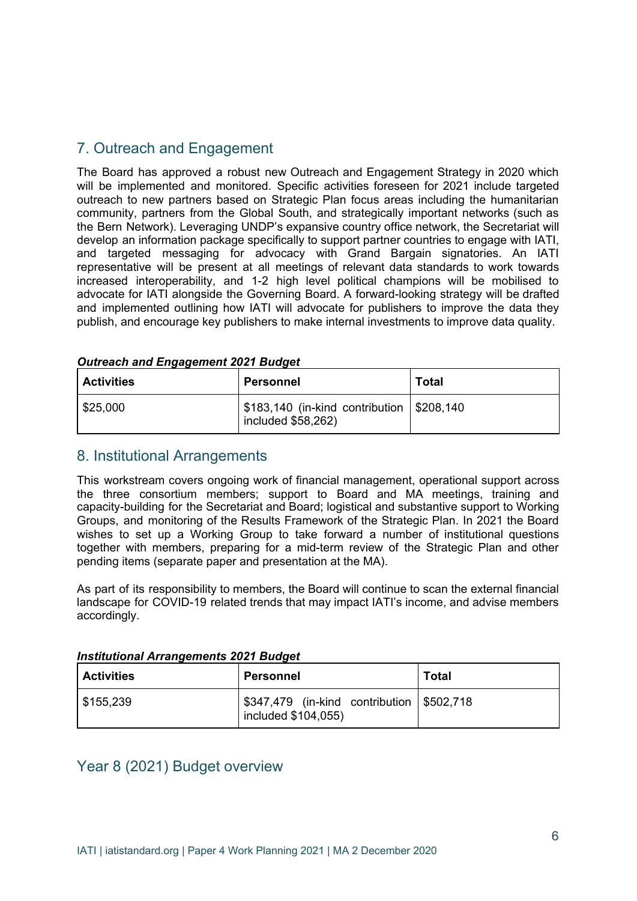## 7. Outreach and Engagement

The Board has approved a robust new Outreach and Engagement Strategy in 2020 which will be implemented and monitored. Specific activities foreseen for 2021 include targeted outreach to new partners based on Strategic Plan focus areas including the humanitarian community, partners from the Global South, and strategically important networks (such as the Bern Network). Leveraging UNDP's expansive country office network, the Secretariat will develop an information package specifically to support partner countries to engage with IATI, and targeted messaging for advocacy with Grand Bargain signatories. An IATI representative will be present at all meetings of relevant data standards to work towards increased interoperability, and 1-2 high level political champions will be mobilised to advocate for IATI alongside the Governing Board. A forward-looking strategy will be drafted and implemented outlining how IATI will advocate for publishers to improve the data they publish, and encourage key publishers to make internal investments to improve data quality.

***Outreach and Engagement 2021 Budget***

| Activities | Personnel | Total |
| --- | --- | --- |
| $25,000 | $183,140 (in-kind contribution included $58,262) | $208,140 |

## 8. Institutional Arrangements

This workstream covers ongoing work of financial management, operational support across the three consortium members; support to Board and MA meetings, training and capacity-building for the Secretariat and Board; logistical and substantive support to Working Groups, and monitoring of the Results Framework of the Strategic Plan. In 2021 the Board wishes to set up a Working Group to take forward a number of institutional questions together with members, preparing for a mid-term review of the Strategic Plan and other pending items (separate paper and presentation at the MA).

As part of its responsibility to members, the Board will continue to scan the external financial landscape for COVID-19 related trends that may impact IATI's income, and advise members accordingly.

***Institutional Arrangements 2021 Budget***

| Activities | Personnel | Total |
| --- | --- | --- |
| $155,239 | $347,479 (in-kind contribution included $104,055) | $502,718 |

## Year 8 (2021) Budget overview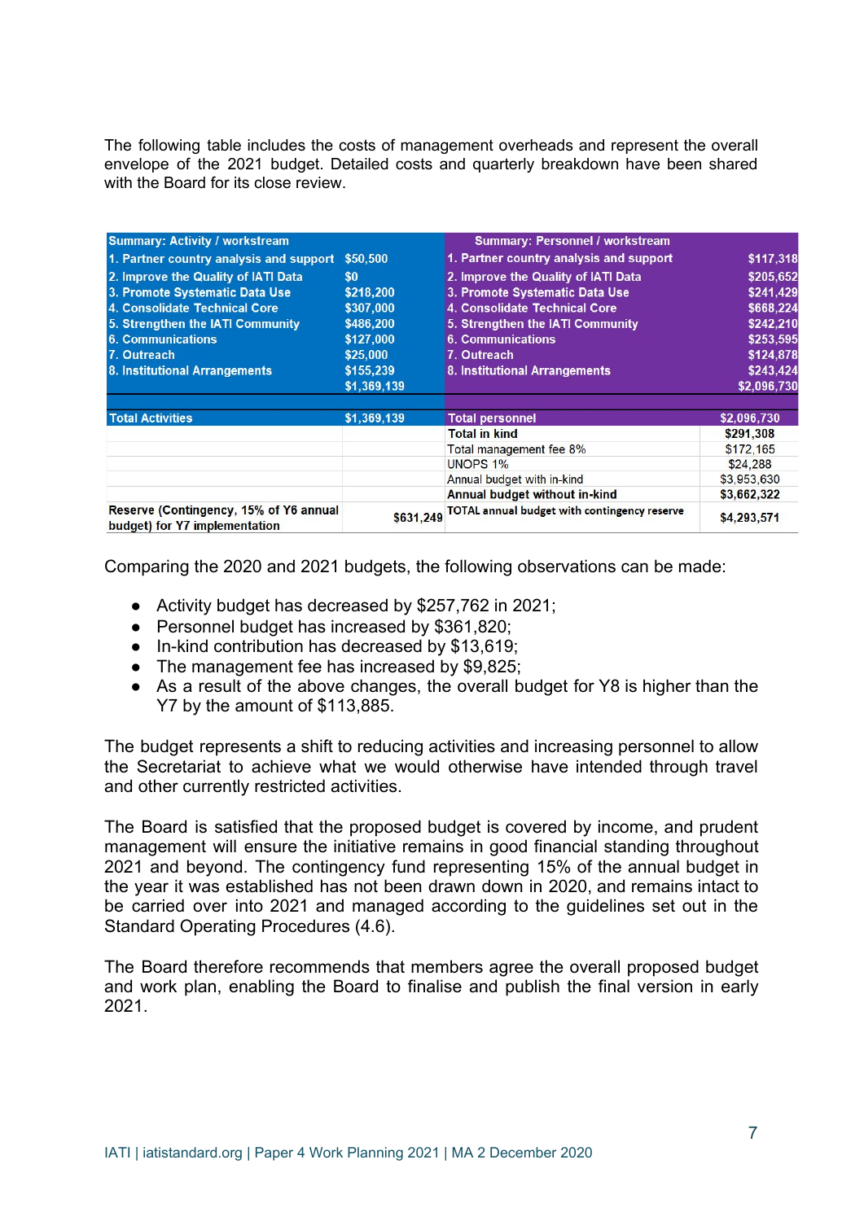The following table includes the costs of management overheads and represent the overall envelope of the 2021 budget. Detailed costs and quarterly breakdown have been shared with the Board for its close review.

| Summary: Activity / workstream | | Summary: Personnel / workstream | |
|---|---|---|---|
| 1. Partner country analysis and support | $50,500 | 1. Partner country analysis and support | $117,318 |
| 2. Improve the Quality of IATI Data | $0 | 2. Improve the Quality of IATI Data | $205,652 |
| 3. Promote Systematic Data Use | $218,200 | 3. Promote Systematic Data Use | $241,429 |
| 4. Consolidate Technical Core | $307,000 | 4. Consolidate Technical Core | $668,224 |
| 5. Strengthen the IATI Community | $486,200 | 5. Strengthen the IATI Community | $242,210 |
| 6. Communications | $127,000 | 6. Communications | $253,595 |
| 7. Outreach | $25,000 | 7. Outreach | $124,878 |
| 8. Institutional Arrangements | $155,239 | 8. Institutional Arrangements | $243,424 |
| | $1,369,139 | | $2,096,730 |
| Total Activities | $1,369,139 | Total personnel | $2,096,730 |
| | | Total in kind | $291,308 |
| | | Total management fee 8% | $172,165 |
| | | UNOPS 1% | $24,288 |
| | | Annual budget with in-kind | $3,953,630 |
| | | Annual budget without in-kind | $3,662,322 |
| Reserve (Contingency, 15% of Y6 annual budget) for Y7 implementation | $631,249 | TOTAL annual budget with contingency reserve | $4,293,571 |

Comparing the 2020 and 2021 budgets, the following observations can be made:

- Activity budget has decreased by $257,762 in 2021;
- Personnel budget has increased by $361,820;
- In-kind contribution has decreased by $13,619;
- The management fee has increased by $9,825;
- As a result of the above changes, the overall budget for Y8 is higher than the Y7 by the amount of $113,885.

The budget represents a shift to reducing activities and increasing personnel to allow the Secretariat to achieve what we would otherwise have intended through travel and other currently restricted activities.

The Board is satisfied that the proposed budget is covered by income, and prudent management will ensure the initiative remains in good financial standing throughout 2021 and beyond. The contingency fund representing 15% of the annual budget in the year it was established has not been drawn down in 2020, and remains intact to be carried over into 2021 and managed according to the guidelines set out in the Standard Operating Procedures (4.6).

The Board therefore recommends that members agree the overall proposed budget and work plan, enabling the Board to finalise and publish the final version in early 2021.